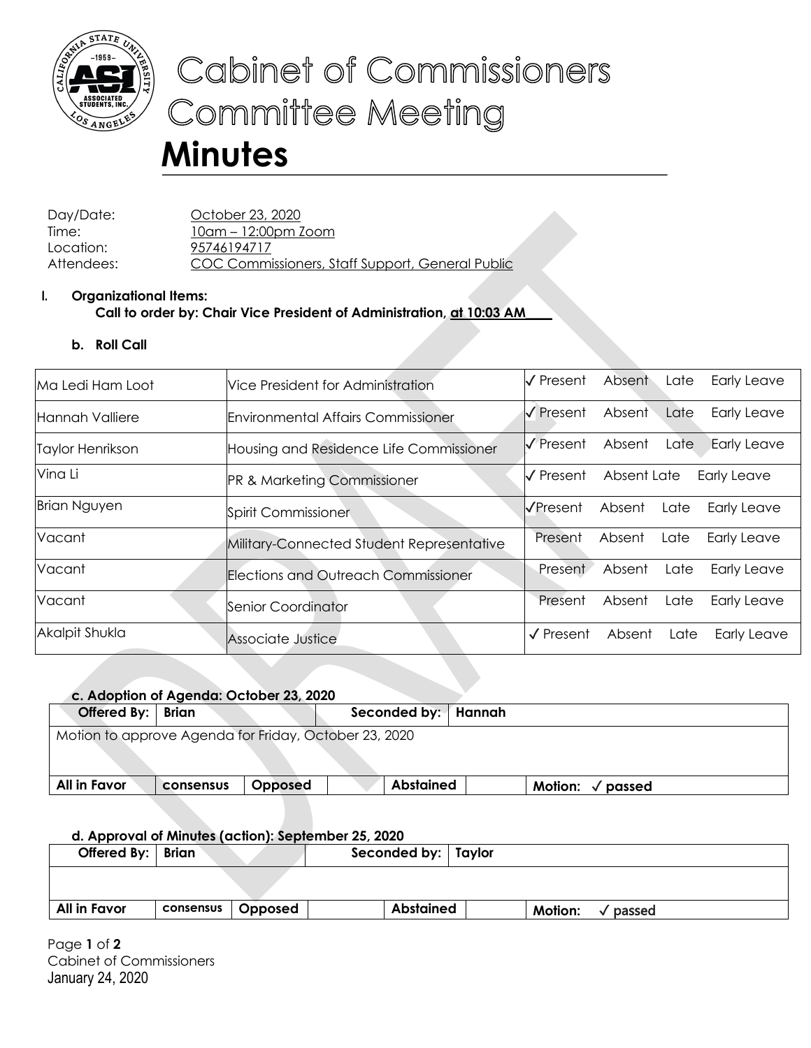# Cabinet of Commissioners Committee Meeting

# Minutes

Day/Date: October 23, 2020
Time: 10am – 12:00pm Zoom
Location: 95746194717
Attendees: COC Commissioners, Staff Support, General Public

**I. Organizational Items:**
**Call to order by: Chair Vice President of Administration, at 10:03 AM\_\_\_\_**

**b. Roll Call**

| | | |
|---|---|---|
| Ma Ledi Ham Loot | Vice President for Administration | ✓ Present Absent Late Early Leave |
| Hannah Valliere | Environmental Affairs Commissioner | ✓ Present Absent Late Early Leave |
| Taylor Henrikson | Housing and Residence Life Commissioner | ✓ Present Absent Late Early Leave |
| Vina Li | PR & Marketing Commissioner | ✓ Present Absent Late Early Leave |
| Brian Nguyen | Spirit Commissioner | ✓Present Absent Late Early Leave |
| Vacant | Military-Connected Student Representative | Present Absent Late Early Leave |
| Vacant | Elections and Outreach Commissioner | Present Absent Late Early Leave |
| Vacant | Senior Coordinator | Present Absent Late Early Leave |
| Akalpit Shukla | Associate Justice | ✓ Present Absent Late Early Leave |

**c. Adoption of Agenda: October 23, 2020**

| | | | | | | |
|---|---|---|---|---|---|---|
| **Offered By:** | **Brian** | | **Seconded by:** | **Hannah** | | |
| Motion to approve Agenda for Friday, October 23, 2020 | | | | | | |
| **All in Favor** | **consensus** | **Opposed** | | **Abstained** | | **Motion: ✓ passed** |

**d. Approval of Minutes (action): September 25, 2020**

| | | | | | | |
|---|---|---|---|---|---|---|
| **Offered By:** | **Brian** | | **Seconded by:** | **Taylor** | | |
| | | | | | | |
| **All in Favor** | **consensus** | **Opposed** | | **Abstained** | | **Motion: ✓ passed** |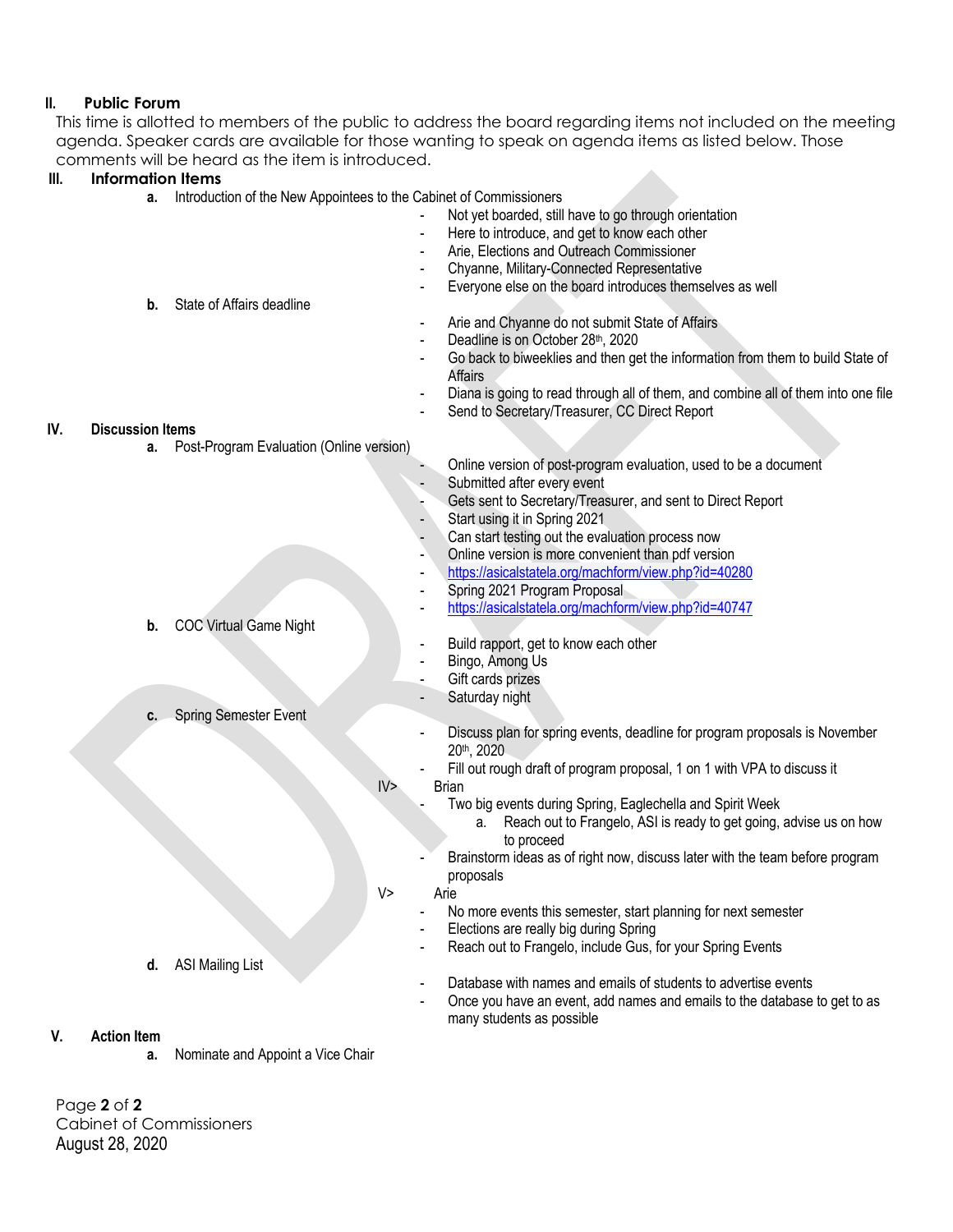## II. Public Forum

This time is allotted to members of the public to address the board regarding items not included on the meeting agenda. Speaker cards are available for those wanting to speak on agenda items as listed below. Those comments will be heard as the item is introduced.

## III. Information Items

**a.** Introduction of the New Appointees to the Cabinet of Commissioners

- Not yet boarded, still have to go through orientation
- Here to introduce, and get to know each other
- Arie, Elections and Outreach Commissioner
- Chyanne, Military-Connected Representative
- Everyone else on the board introduces themselves as well

**b.** State of Affairs deadline

- Arie and Chyanne do not submit State of Affairs
- Deadline is on October 28th, 2020
- Go back to biweeklies and then get the information from them to build State of Affairs
- Diana is going to read through all of them, and combine all of them into one file
- Send to Secretary/Treasurer, CC Direct Report

## IV. Discussion Items

**a.** Post-Program Evaluation (Online version)

- Online version of post-program evaluation, used to be a document
- Submitted after every event
- Gets sent to Secretary/Treasurer, and sent to Direct Report
- Start using it in Spring 2021
- Can start testing out the evaluation process now
- Online version is more convenient than pdf version
- https://asicalstatela.org/machform/view.php?id=40280
- Spring 2021 Program Proposal
- https://asicalstatela.org/machform/view.php?id=40747

**b.** COC Virtual Game Night

- Build rapport, get to know each other
- Bingo, Among Us
- Gift cards prizes
- Saturday night

**c.** Spring Semester Event

- Discuss plan for spring events, deadline for program proposals is November 20th, 2020
- Fill out rough draft of program proposal, 1 on 1 with VPA to discuss it

IV> Brian

- Two big events during Spring, Eaglechella and Spirit Week
  a. Reach out to Frangelo, ASI is ready to get going, advise us on how to proceed
- Brainstorm ideas as of right now, discuss later with the team before program proposals

V> Arie

- No more events this semester, start planning for next semester
- Elections are really big during Spring
- Reach out to Frangelo, include Gus, for your Spring Events

**d.** ASI Mailing List

- Database with names and emails of students to advertise events
- Once you have an event, add names and emails to the database to get to as many students as possible

## V. Action Item

**a.** Nominate and Appoint a Vice Chair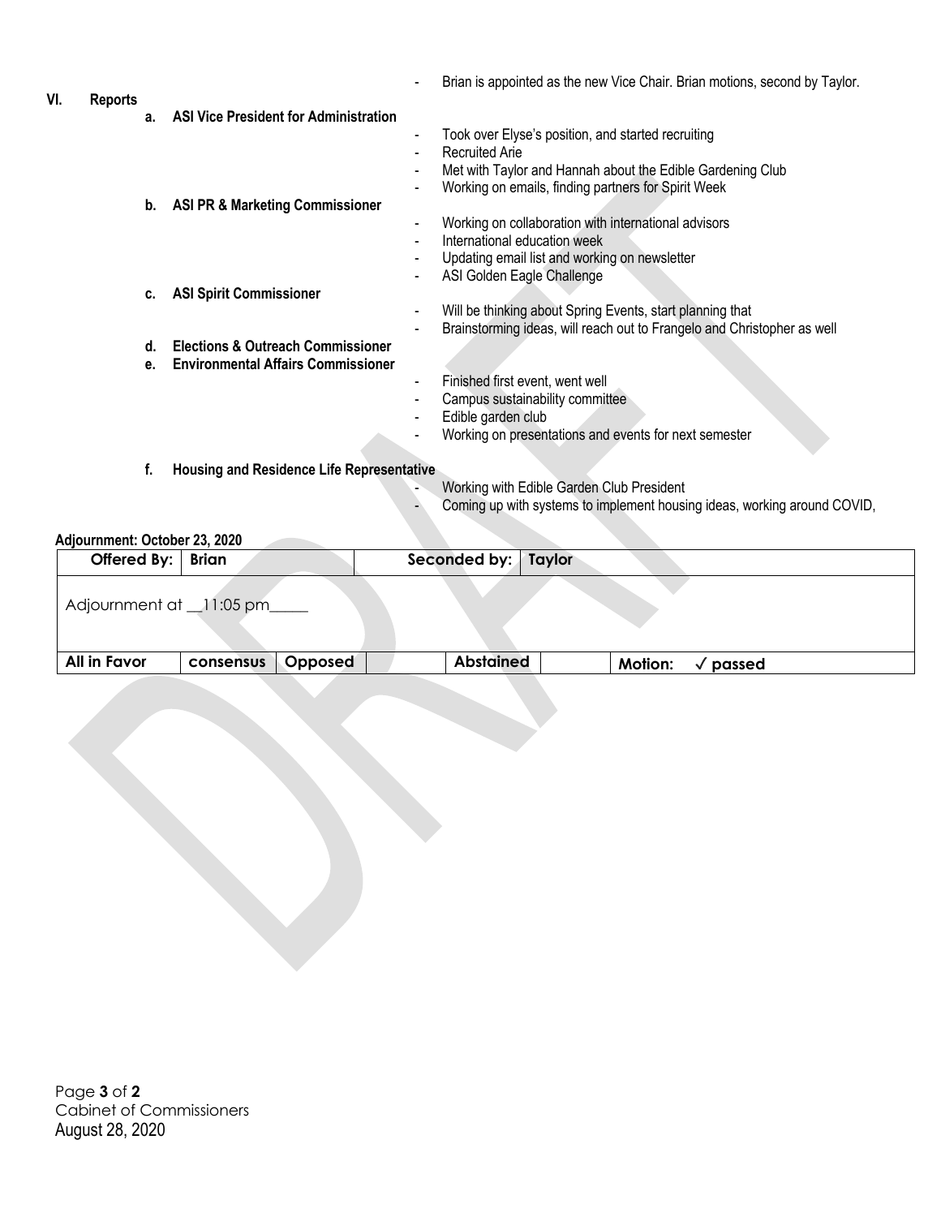- Brian is appointed as the new Vice Chair. Brian motions, second by Taylor.

## VI. Reports

**a. ASI Vice President for Administration**

- Took over Elyse's position, and started recruiting
- Recruited Arie
- Met with Taylor and Hannah about the Edible Gardening Club
- Working on emails, finding partners for Spirit Week

**b. ASI PR & Marketing Commissioner**

- Working on collaboration with international advisors
- International education week
- Updating email list and working on newsletter
- ASI Golden Eagle Challenge

**c. ASI Spirit Commissioner**

- Will be thinking about Spring Events, start planning that
- Brainstorming ideas, will reach out to Frangelo and Christopher as well

**d. Elections & Outreach Commissioner**

**e. Environmental Affairs Commissioner**

- Finished first event, went well
- Campus sustainability committee
- Edible garden club
- Working on presentations and events for next semester

**f. Housing and Residence Life Representative**

- Working with Edible Garden Club President
- Coming up with systems to implement housing ideas, working around COVID,

**Adjournment: October 23, 2020**

| Offered By: | Brian | | Seconded by: | Taylor | | |
|---|---|---|---|---|---|---|
| Adjournment at __11:05 pm_____ | | | | | | |
| All in Favor | consensus | Opposed | | Abstained | | Motion: ✓ passed |

Cabinet of Commissioners
August 28, 2020